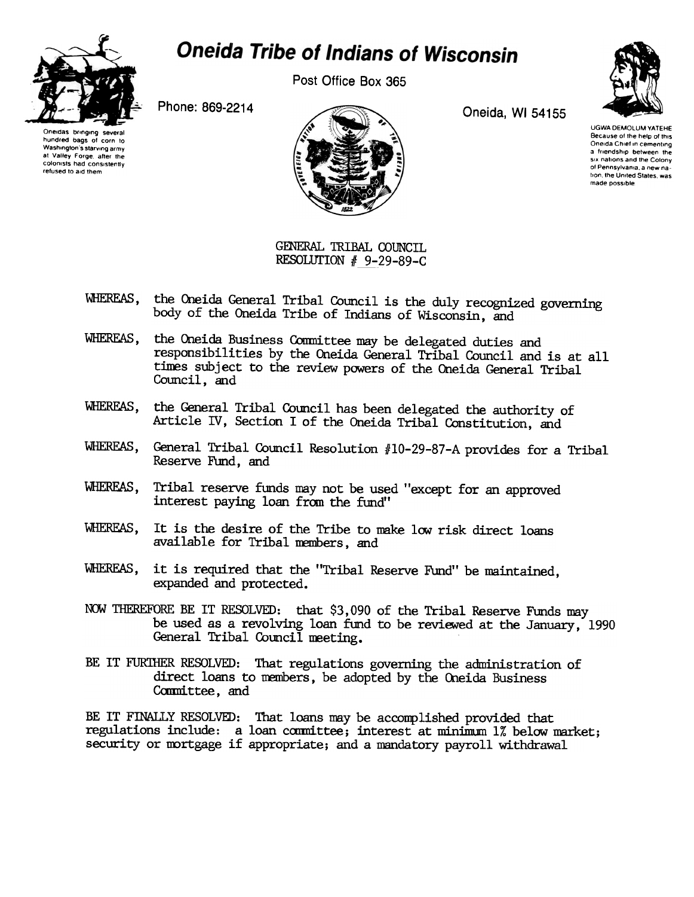# Oneida Tribe of Indians of Wisconsin

Post Office Box 365

Phone: 869-2214

Oneida, WI 54155

Oneidas bringing several hundred bags of corn to Washington's starving army at Valley Forge, after the colonists had consistently refused to aid them

UGWA DEMOLUM YATEHE
Because of the help of this Oneida Chief in cementing a friendship between the six nations and the Colony of Pennsylvania, a new nation, the United States, was made possible

GENERAL TRIBAL COUNCIL
RESOLUTION # 9-29-89-C

WHEREAS, the Oneida General Tribal Council is the duly recognized governing body of the Oneida Tribe of Indians of Wisconsin, and

WHEREAS, the Oneida Business Committee may be delegated duties and responsibilities by the Oneida General Tribal Council and is at all times subject to the review powers of the Oneida General Tribal Council, and

WHEREAS, the General Tribal Council has been delegated the authority of Article IV, Section I of the Oneida Tribal Constitution, and

WHEREAS, General Tribal Council Resolution #10-29-87-A provides for a Tribal Reserve Fund, and

WHEREAS, Tribal reserve funds may not be used "except for an approved interest paying loan from the fund"

WHEREAS, It is the desire of the Tribe to make low risk direct loans available for Tribal members, and

WHEREAS, it is required that the "Tribal Reserve Fund" be maintained, expanded and protected.

NOW THEREFORE BE IT RESOLVED: that $3,090 of the Tribal Reserve Funds may be used as a revolving loan fund to be reviewed at the January, 1990 General Tribal Council meeting.

BE IT FURTHER RESOLVED: That regulations governing the administration of direct loans to members, be adopted by the Oneida Business Committee, and

BE IT FINALLY RESOLVED: That loans may be accomplished provided that regulations include: a loan committee; interest at minimum 1% below market; security or mortgage if appropriate; and a mandatory payroll withdrawal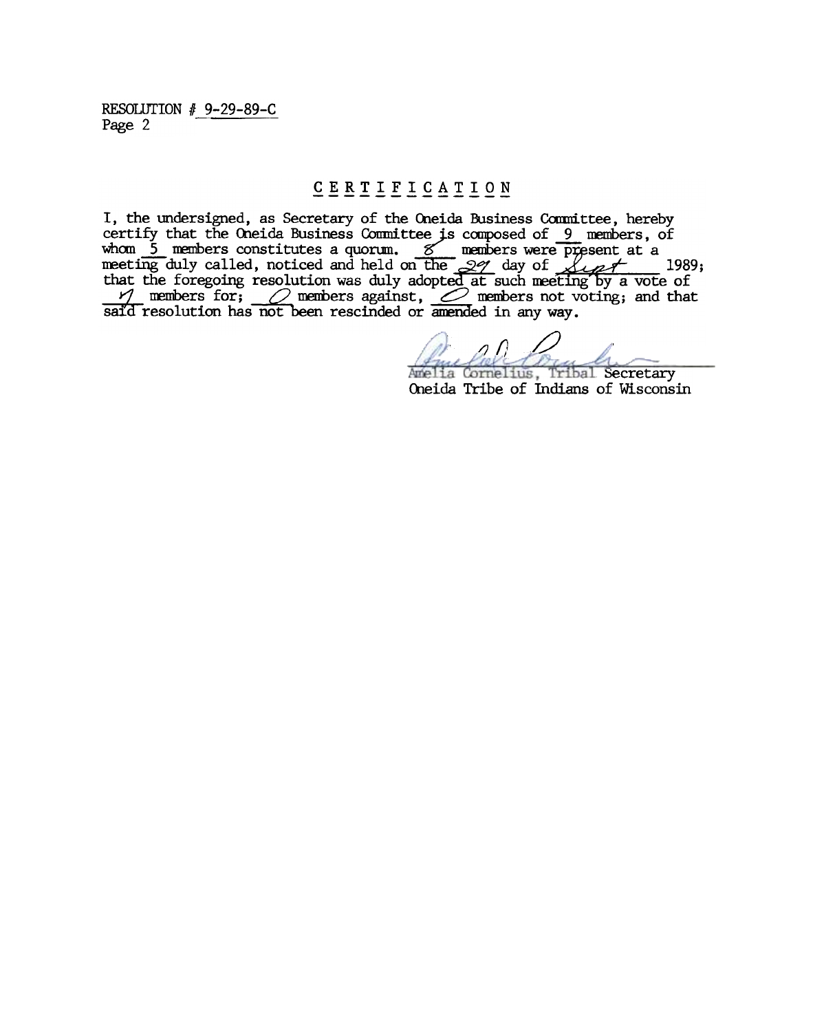RESOLUTION # 9-29-89-C
Page 2

## CERTIFICATION

I, the undersigned, as Secretary of the Oneida Business Committee, hereby certify that the Oneida Business Committee is composed of 9 members, of whom 5 members constitutes a quorum. 8 members were present at a meeting duly called, noticed and held on the 29 day of Sept 1989; that the foregoing resolution was duly adopted at such meeting by a vote of 7 members for; 0 members against, 0 members not voting; and that said resolution has not been rescinded or amended in any way.

Amelia Cornelius, Tribal Secretary
Oneida Tribe of Indians of Wisconsin